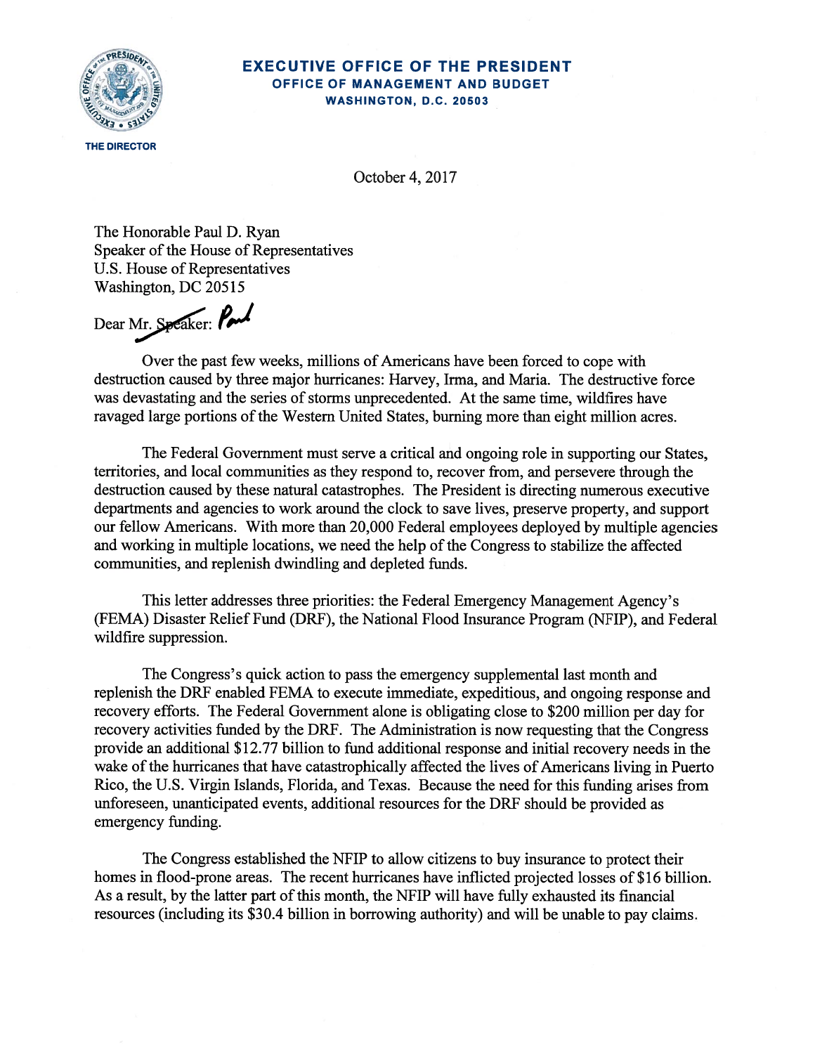**EXECUTIVE OFFICE OF THE PRESIDENT**
**OFFICE OF MANAGEMENT AND BUDGET**
**WASHINGTON, D.C. 20503**

**THE DIRECTOR**

October 4, 2017

The Honorable Paul D. Ryan
Speaker of the House of Representatives
U.S. House of Representatives
Washington, DC 20515

Dear ~~Mr. Speaker~~: Paul

Over the past few weeks, millions of Americans have been forced to cope with destruction caused by three major hurricanes: Harvey, Irma, and Maria. The destructive force was devastating and the series of storms unprecedented. At the same time, wildfires have ravaged large portions of the Western United States, burning more than eight million acres.

The Federal Government must serve a critical and ongoing role in supporting our States, territories, and local communities as they respond to, recover from, and persevere through the destruction caused by these natural catastrophes. The President is directing numerous executive departments and agencies to work around the clock to save lives, preserve property, and support our fellow Americans. With more than 20,000 Federal employees deployed by multiple agencies and working in multiple locations, we need the help of the Congress to stabilize the affected communities, and replenish dwindling and depleted funds.

This letter addresses three priorities: the Federal Emergency Management Agency's (FEMA) Disaster Relief Fund (DRF), the National Flood Insurance Program (NFIP), and Federal wildfire suppression.

The Congress's quick action to pass the emergency supplemental last month and replenish the DRF enabled FEMA to execute immediate, expeditious, and ongoing response and recovery efforts. The Federal Government alone is obligating close to $200 million per day for recovery activities funded by the DRF. The Administration is now requesting that the Congress provide an additional $12.77 billion to fund additional response and initial recovery needs in the wake of the hurricanes that have catastrophically affected the lives of Americans living in Puerto Rico, the U.S. Virgin Islands, Florida, and Texas. Because the need for this funding arises from unforeseen, unanticipated events, additional resources for the DRF should be provided as emergency funding.

The Congress established the NFIP to allow citizens to buy insurance to protect their homes in flood-prone areas. The recent hurricanes have inflicted projected losses of $16 billion. As a result, by the latter part of this month, the NFIP will have fully exhausted its financial resources (including its $30.4 billion in borrowing authority) and will be unable to pay claims.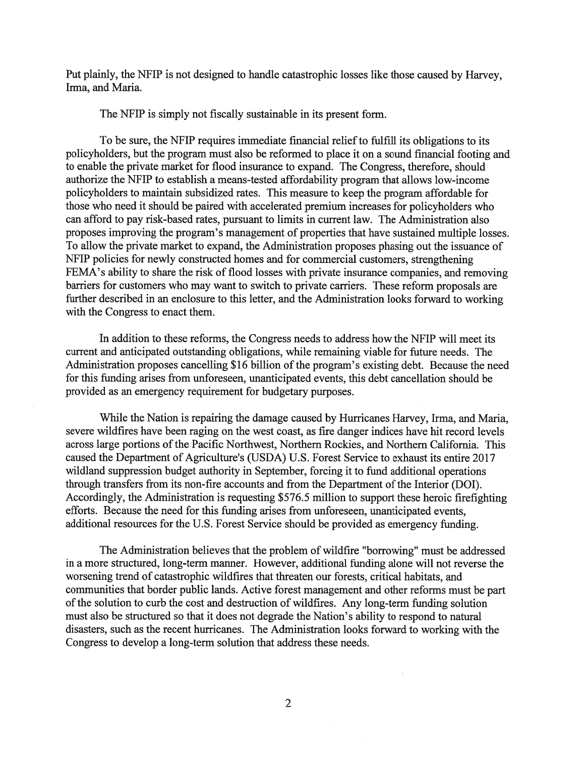Put plainly, the NFIP is not designed to handle catastrophic losses like those caused by Harvey, Irma, and Maria.

The NFIP is simply not fiscally sustainable in its present form.

To be sure, the NFIP requires immediate financial relief to fulfill its obligations to its policyholders, but the program must also be reformed to place it on a sound financial footing and to enable the private market for flood insurance to expand. The Congress, therefore, should authorize the NFIP to establish a means-tested affordability program that allows low-income policyholders to maintain subsidized rates. This measure to keep the program affordable for those who need it should be paired with accelerated premium increases for policyholders who can afford to pay risk-based rates, pursuant to limits in current law. The Administration also proposes improving the program's management of properties that have sustained multiple losses. To allow the private market to expand, the Administration proposes phasing out the issuance of NFIP policies for newly constructed homes and for commercial customers, strengthening FEMA's ability to share the risk of flood losses with private insurance companies, and removing barriers for customers who may want to switch to private carriers. These reform proposals are further described in an enclosure to this letter, and the Administration looks forward to working with the Congress to enact them.

In addition to these reforms, the Congress needs to address how the NFIP will meet its current and anticipated outstanding obligations, while remaining viable for future needs. The Administration proposes cancelling $16 billion of the program's existing debt. Because the need for this funding arises from unforeseen, unanticipated events, this debt cancellation should be provided as an emergency requirement for budgetary purposes.

While the Nation is repairing the damage caused by Hurricanes Harvey, Irma, and Maria, severe wildfires have been raging on the west coast, as fire danger indices have hit record levels across large portions of the Pacific Northwest, Northern Rockies, and Northern California. This caused the Department of Agriculture's (USDA) U.S. Forest Service to exhaust its entire 2017 wildland suppression budget authority in September, forcing it to fund additional operations through transfers from its non-fire accounts and from the Department of the Interior (DOI). Accordingly, the Administration is requesting $576.5 million to support these heroic firefighting efforts. Because the need for this funding arises from unforeseen, unanticipated events, additional resources for the U.S. Forest Service should be provided as emergency funding.

The Administration believes that the problem of wildfire "borrowing" must be addressed in a more structured, long-term manner. However, additional funding alone will not reverse the worsening trend of catastrophic wildfires that threaten our forests, critical habitats, and communities that border public lands. Active forest management and other reforms must be part of the solution to curb the cost and destruction of wildfires. Any long-term funding solution must also be structured so that it does not degrade the Nation's ability to respond to natural disasters, such as the recent hurricanes. The Administration looks forward to working with the Congress to develop a long-term solution that address these needs.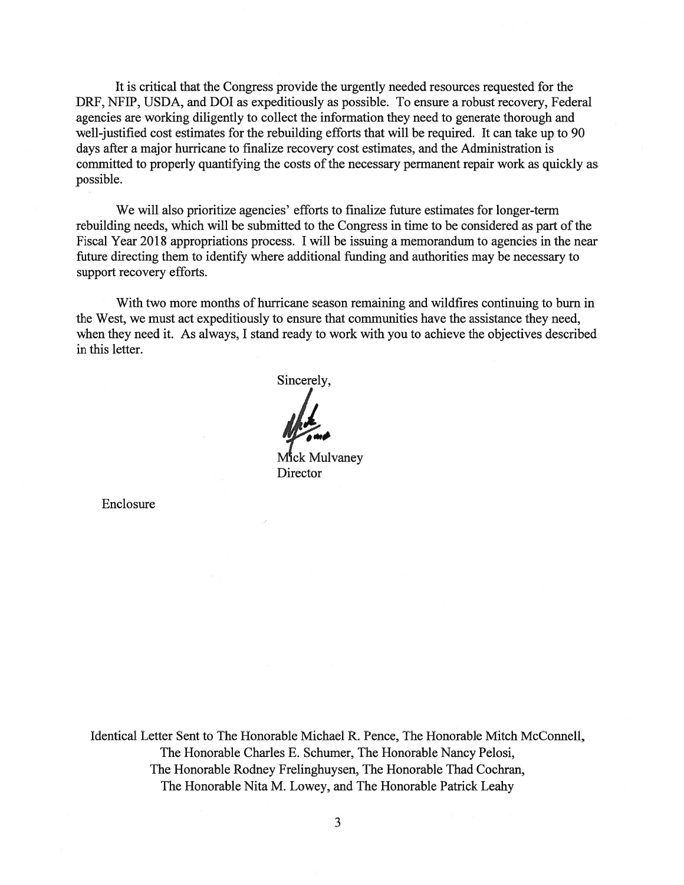It is critical that the Congress provide the urgently needed resources requested for the DRF, NFIP, USDA, and DOI as expeditiously as possible. To ensure a robust recovery, Federal agencies are working diligently to collect the information they need to generate thorough and well-justified cost estimates for the rebuilding efforts that will be required. It can take up to 90 days after a major hurricane to finalize recovery cost estimates, and the Administration is committed to properly quantifying the costs of the necessary permanent repair work as quickly as possible.

We will also prioritize agencies' efforts to finalize future estimates for longer-term rebuilding needs, which will be submitted to the Congress in time to be considered as part of the Fiscal Year 2018 appropriations process. I will be issuing a memorandum to agencies in the near future directing them to identify where additional funding and authorities may be necessary to support recovery efforts.

With two more months of hurricane season remaining and wildfires continuing to burn in the West, we must act expeditiously to ensure that communities have the assistance they need, when they need it. As always, I stand ready to work with you to achieve the objectives described in this letter.

Sincerely,

Mick Mulvaney
Director

Enclosure

Identical Letter Sent to The Honorable Michael R. Pence, The Honorable Mitch McConnell, The Honorable Charles E. Schumer, The Honorable Nancy Pelosi, The Honorable Rodney Frelinghuysen, The Honorable Thad Cochran, The Honorable Nita M. Lowey, and The Honorable Patrick Leahy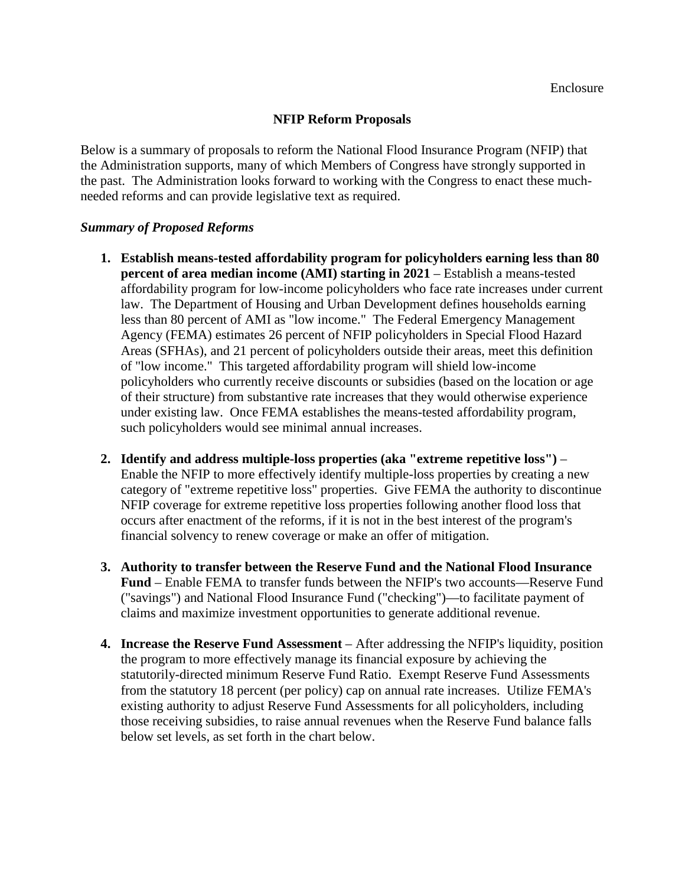Enclosure

## NFIP Reform Proposals

Below is a summary of proposals to reform the National Flood Insurance Program (NFIP) that the Administration supports, many of which Members of Congress have strongly supported in the past. The Administration looks forward to working with the Congress to enact these much-needed reforms and can provide legislative text as required.

***Summary of Proposed Reforms***

1. **Establish means-tested affordability program for policyholders earning less than 80 percent of area median income (AMI) starting in 2021** – Establish a means-tested affordability program for low-income policyholders who face rate increases under current law. The Department of Housing and Urban Development defines households earning less than 80 percent of AMI as "low income." The Federal Emergency Management Agency (FEMA) estimates 26 percent of NFIP policyholders in Special Flood Hazard Areas (SFHAs), and 21 percent of policyholders outside their areas, meet this definition of "low income." This targeted affordability program will shield low-income policyholders who currently receive discounts or subsidies (based on the location or age of their structure) from substantive rate increases that they would otherwise experience under existing law. Once FEMA establishes the means-tested affordability program, such policyholders would see minimal annual increases.

2. **Identify and address multiple-loss properties (aka "extreme repetitive loss")** – Enable the NFIP to more effectively identify multiple-loss properties by creating a new category of "extreme repetitive loss" properties. Give FEMA the authority to discontinue NFIP coverage for extreme repetitive loss properties following another flood loss that occurs after enactment of the reforms, if it is not in the best interest of the program's financial solvency to renew coverage or make an offer of mitigation.

3. **Authority to transfer between the Reserve Fund and the National Flood Insurance Fund** – Enable FEMA to transfer funds between the NFIP's two accounts—Reserve Fund ("savings") and National Flood Insurance Fund ("checking")—to facilitate payment of claims and maximize investment opportunities to generate additional revenue.

4. **Increase the Reserve Fund Assessment** – After addressing the NFIP's liquidity, position the program to more effectively manage its financial exposure by achieving the statutorily-directed minimum Reserve Fund Ratio. Exempt Reserve Fund Assessments from the statutory 18 percent (per policy) cap on annual rate increases. Utilize FEMA's existing authority to adjust Reserve Fund Assessments for all policyholders, including those receiving subsidies, to raise annual revenues when the Reserve Fund balance falls below set levels, as set forth in the chart below.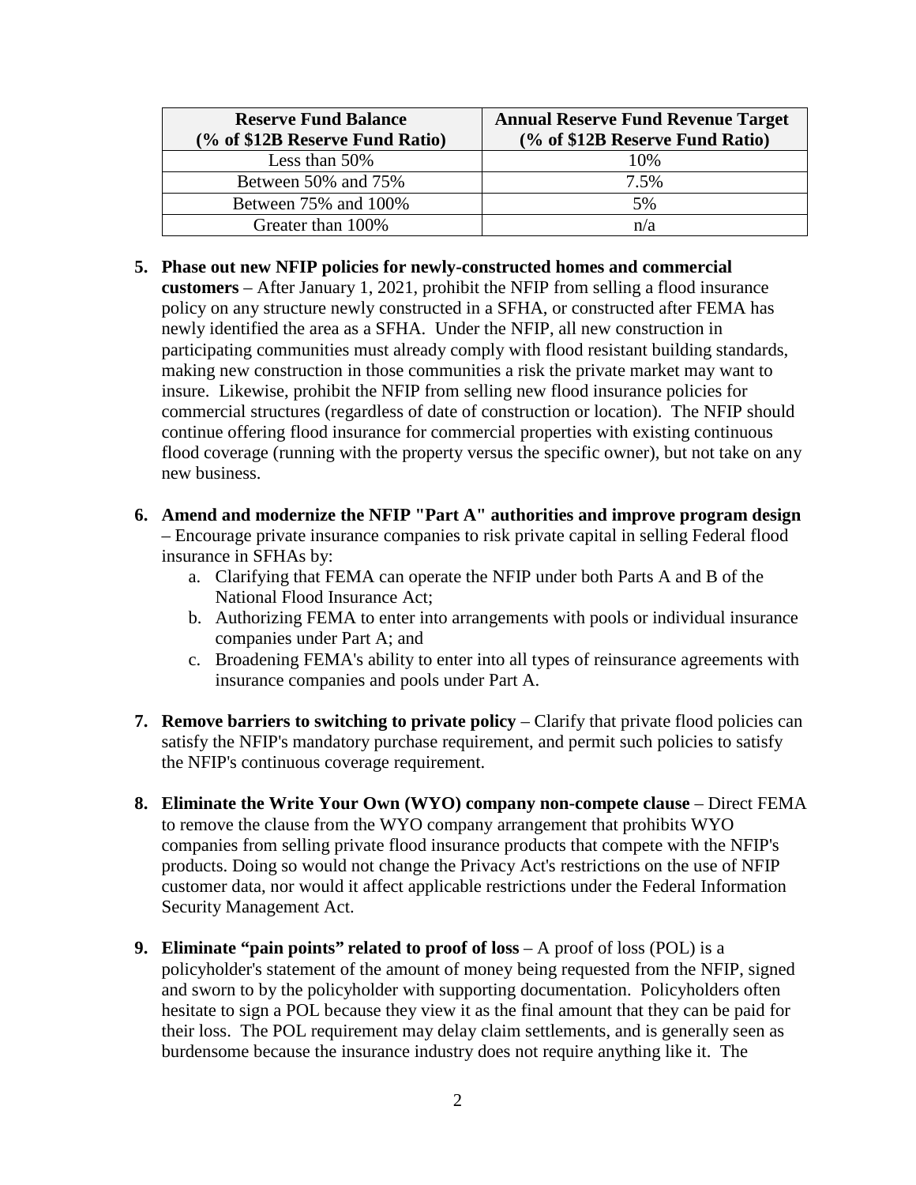| Reserve Fund Balance (% of $12B Reserve Fund Ratio) | Annual Reserve Fund Revenue Target (% of $12B Reserve Fund Ratio) |
|---|---|
| Less than 50% | 10% |
| Between 50% and 75% | 7.5% |
| Between 75% and 100% | 5% |
| Greater than 100% | n/a |

5. **Phase out new NFIP policies for newly-constructed homes and commercial customers** – After January 1, 2021, prohibit the NFIP from selling a flood insurance policy on any structure newly constructed in a SFHA, or constructed after FEMA has newly identified the area as a SFHA. Under the NFIP, all new construction in participating communities must already comply with flood resistant building standards, making new construction in those communities a risk the private market may want to insure. Likewise, prohibit the NFIP from selling new flood insurance policies for commercial structures (regardless of date of construction or location). The NFIP should continue offering flood insurance for commercial properties with existing continuous flood coverage (running with the property versus the specific owner), but not take on any new business.

6. **Amend and modernize the NFIP "Part A" authorities and improve program design** – Encourage private insurance companies to risk private capital in selling Federal flood insurance in SFHAs by:
   a. Clarifying that FEMA can operate the NFIP under both Parts A and B of the National Flood Insurance Act;
   b. Authorizing FEMA to enter into arrangements with pools or individual insurance companies under Part A; and
   c. Broadening FEMA's ability to enter into all types of reinsurance agreements with insurance companies and pools under Part A.

7. **Remove barriers to switching to private policy** – Clarify that private flood policies can satisfy the NFIP's mandatory purchase requirement, and permit such policies to satisfy the NFIP's continuous coverage requirement.

8. **Eliminate the Write Your Own (WYO) company non-compete clause** – Direct FEMA to remove the clause from the WYO company arrangement that prohibits WYO companies from selling private flood insurance products that compete with the NFIP's products. Doing so would not change the Privacy Act's restrictions on the use of NFIP customer data, nor would it affect applicable restrictions under the Federal Information Security Management Act.

9. **Eliminate "pain points" related to proof of loss** – A proof of loss (POL) is a policyholder's statement of the amount of money being requested from the NFIP, signed and sworn to by the policyholder with supporting documentation. Policyholders often hesitate to sign a POL because they view it as the final amount that they can be paid for their loss. The POL requirement may delay claim settlements, and is generally seen as burdensome because the insurance industry does not require anything like it. The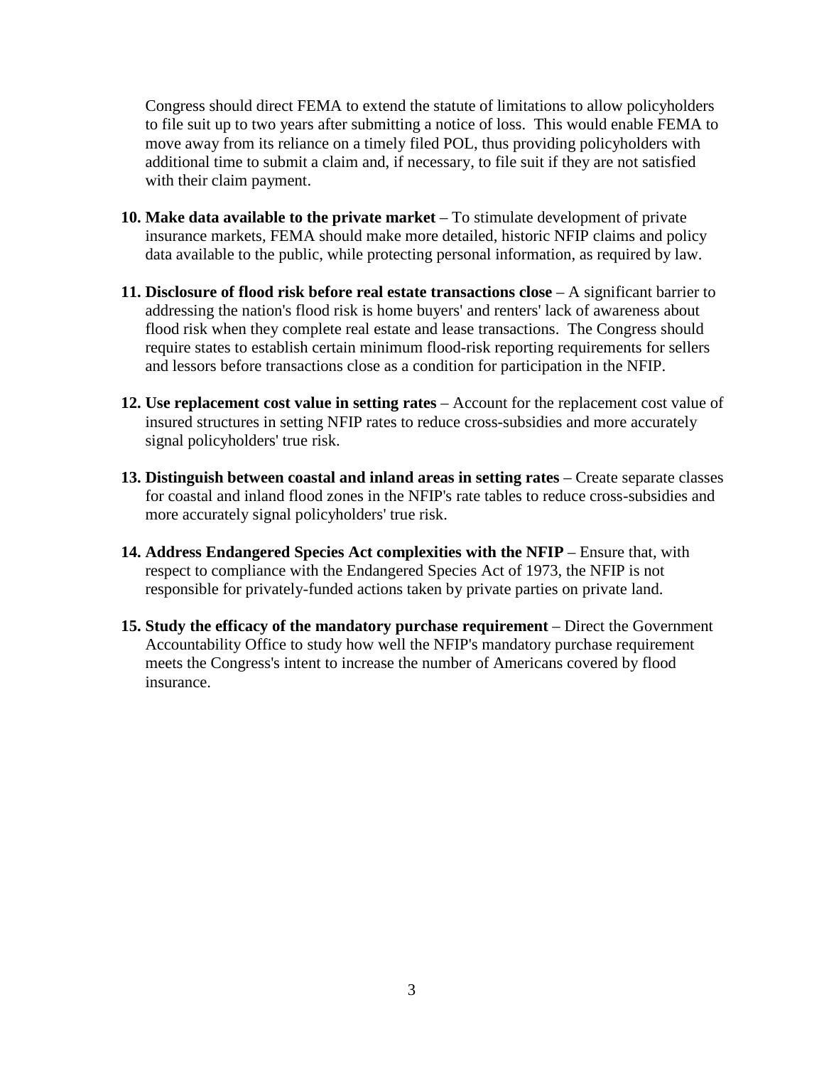Congress should direct FEMA to extend the statute of limitations to allow policyholders to file suit up to two years after submitting a notice of loss. This would enable FEMA to move away from its reliance on a timely filed POL, thus providing policyholders with additional time to submit a claim and, if necessary, to file suit if they are not satisfied with their claim payment.

10. **Make data available to the private market** – To stimulate development of private insurance markets, FEMA should make more detailed, historic NFIP claims and policy data available to the public, while protecting personal information, as required by law.

11. **Disclosure of flood risk before real estate transactions close** – A significant barrier to addressing the nation's flood risk is home buyers' and renters' lack of awareness about flood risk when they complete real estate and lease transactions. The Congress should require states to establish certain minimum flood-risk reporting requirements for sellers and lessors before transactions close as a condition for participation in the NFIP.

12. **Use replacement cost value in setting rates** – Account for the replacement cost value of insured structures in setting NFIP rates to reduce cross-subsidies and more accurately signal policyholders' true risk.

13. **Distinguish between coastal and inland areas in setting rates** – Create separate classes for coastal and inland flood zones in the NFIP's rate tables to reduce cross-subsidies and more accurately signal policyholders' true risk.

14. **Address Endangered Species Act complexities with the NFIP** – Ensure that, with respect to compliance with the Endangered Species Act of 1973, the NFIP is not responsible for privately-funded actions taken by private parties on private land.

15. **Study the efficacy of the mandatory purchase requirement** – Direct the Government Accountability Office to study how well the NFIP's mandatory purchase requirement meets the Congress's intent to increase the number of Americans covered by flood insurance.